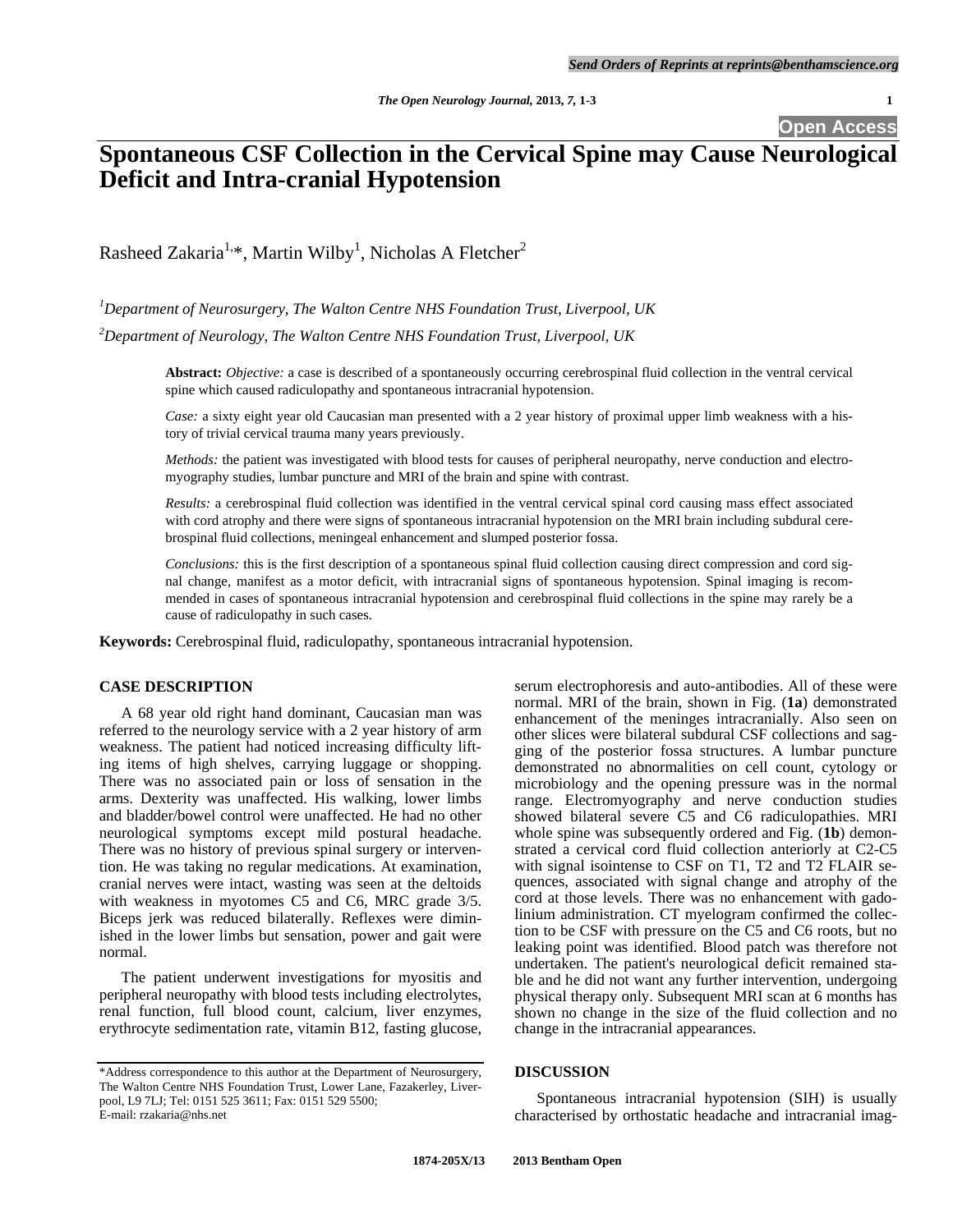# Spontaneous CSF Collection in the Cervical Spine may Cause Neurological Deficit and Intra-cranial Hypotension

Rasheed Zakaria[1,*], Martin Wilby[1], Nicholas A Fletcher[2]

[1]*Department of Neurosurgery, The Walton Centre NHS Foundation Trust, Liverpool, UK*

[2]*Department of Neurology, The Walton Centre NHS Foundation Trust, Liverpool, UK*

**Abstract:** *Objective:* a case is described of a spontaneously occurring cerebrospinal fluid collection in the ventral cervical spine which caused radiculopathy and spontaneous intracranial hypotension.

*Case:* a sixty eight year old Caucasian man presented with a 2 year history of proximal upper limb weakness with a history of trivial cervical trauma many years previously.

*Methods:* the patient was investigated with blood tests for causes of peripheral neuropathy, nerve conduction and electromyography studies, lumbar puncture and MRI of the brain and spine with contrast.

*Results:* a cerebrospinal fluid collection was identified in the ventral cervical spinal cord causing mass effect associated with cord atrophy and there were signs of spontaneous intracranial hypotension on the MRI brain including subdural cerebrospinal fluid collections, meningeal enhancement and slumped posterior fossa.

*Conclusions:* this is the first description of a spontaneous spinal fluid collection causing direct compression and cord signal change, manifest as a motor deficit, with intracranial signs of spontaneous hypotension. Spinal imaging is recommended in cases of spontaneous intracranial hypotension and cerebrospinal fluid collections in the spine may rarely be a cause of radiculopathy in such cases.

**Keywords:** Cerebrospinal fluid, radiculopathy, spontaneous intracranial hypotension.

## CASE DESCRIPTION

A 68 year old right hand dominant, Caucasian man was referred to the neurology service with a 2 year history of arm weakness. The patient had noticed increasing difficulty lifting items of high shelves, carrying luggage or shopping. There was no associated pain or loss of sensation in the arms. Dexterity was unaffected. His walking, lower limbs and bladder/bowel control were unaffected. He had no other neurological symptoms except mild postural headache. There was no history of previous spinal surgery or intervention. He was taking no regular medications. At examination, cranial nerves were intact, wasting was seen at the deltoids with weakness in myotomes C5 and C6, MRC grade 3/5. Biceps jerk was reduced bilaterally. Reflexes were diminished in the lower limbs but sensation, power and gait were normal.

The patient underwent investigations for myositis and peripheral neuropathy with blood tests including electrolytes, renal function, full blood count, calcium, liver enzymes, erythrocyte sedimentation rate, vitamin B12, fasting glucose, serum electrophoresis and auto-antibodies. All of these were normal. MRI of the brain, shown in Fig. (**1a**) demonstrated enhancement of the meninges intracranially. Also seen on other slices were bilateral subdural CSF collections and sagging of the posterior fossa structures. A lumbar puncture demonstrated no abnormalities on cell count, cytology or microbiology and the opening pressure was in the normal range. Electromyography and nerve conduction studies showed bilateral severe C5 and C6 radiculopathies. MRI whole spine was subsequently ordered and Fig. (**1b**) demonstrated a cervical cord fluid collection anteriorly at C2-C5 with signal isointense to CSF on T1, T2 and T2 FLAIR sequences, associated with signal change and atrophy of the cord at those levels. There was no enhancement with gadolinium administration. CT myelogram confirmed the collection to be CSF with pressure on the C5 and C6 roots, but no leaking point was identified. Blood patch was therefore not undertaken. The patient's neurological deficit remained stable and he did not want any further intervention, undergoing physical therapy only. Subsequent MRI scan at 6 months has shown no change in the size of the fluid collection and no change in the intracranial appearances.

## DISCUSSION

Spontaneous intracranial hypotension (SIH) is usually characterised by orthostatic headache and intracranial imag-

\*Address correspondence to this author at the Department of Neurosurgery, The Walton Centre NHS Foundation Trust, Lower Lane, Fazakerley, Liverpool, L9 7LJ; Tel: 0151 525 3611; Fax: 0151 529 5500;
E-mail: rzakaria@nhs.net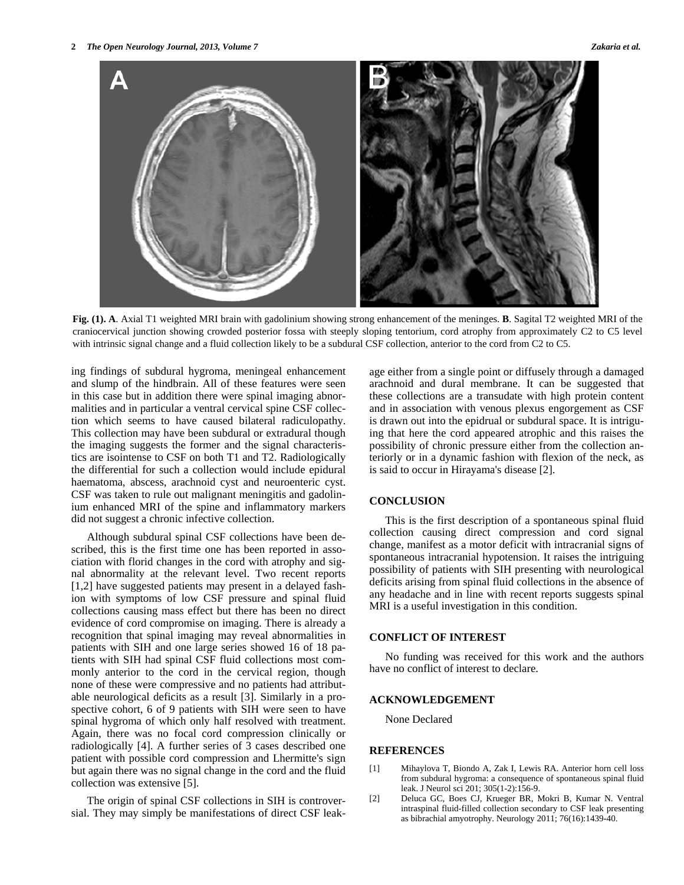**Fig. (1). A**. Axial T1 weighted MRI brain with gadolinium showing strong enhancement of the meninges. **B**. Sagital T2 weighted MRI of the craniocervical junction showing crowded posterior fossa with steeply sloping tentorium, cord atrophy from approximately C2 to C5 level with intrinsic signal change and a fluid collection likely to be a subdural CSF collection, anterior to the cord from C2 to C5.

ing findings of subdural hygroma, meningeal enhancement and slump of the hindbrain. All of these features were seen in this case but in addition there were spinal imaging abnormalities and in particular a ventral cervical spine CSF collection which seems to have caused bilateral radiculopathy. This collection may have been subdural or extradural though the imaging suggests the former and the signal characteristics are isointense to CSF on both T1 and T2. Radiologically the differential for such a collection would include epidural haematoma, abscess, arachnoid cyst and neuroenteric cyst. CSF was taken to rule out malignant meningitis and gadolinium enhanced MRI of the spine and inflammatory markers did not suggest a chronic infective collection.

Although subdural spinal CSF collections have been described, this is the first time one has been reported in association with florid changes in the cord with atrophy and signal abnormality at the relevant level. Two recent reports [1,2] have suggested patients may present in a delayed fashion with symptoms of low CSF pressure and spinal fluid collections causing mass effect but there has been no direct evidence of cord compromise on imaging. There is already a recognition that spinal imaging may reveal abnormalities in patients with SIH and one large series showed 16 of 18 patients with SIH had spinal CSF fluid collections most commonly anterior to the cord in the cervical region, though none of these were compressive and no patients had attributable neurological deficits as a result [3]. Similarly in a prospective cohort, 6 of 9 patients with SIH were seen to have spinal hygroma of which only half resolved with treatment. Again, there was no focal cord compression clinically or radiologically [4]. A further series of 3 cases described one patient with possible cord compression and Lhermitte's sign but again there was no signal change in the cord and the fluid collection was extensive [5].

The origin of spinal CSF collections in SIH is controversial. They may simply be manifestations of direct CSF leakage either from a single point or diffusely through a damaged arachnoid and dural membrane. It can be suggested that these collections are a transudate with high protein content and in association with venous plexus engorgement as CSF is drawn out into the epidrual or subdural space. It is intriguing that here the cord appeared atrophic and this raises the possibility of chronic pressure either from the collection anteriorly or in a dynamic fashion with flexion of the neck, as is said to occur in Hirayama's disease [2].

## CONCLUSION

This is the first description of a spontaneous spinal fluid collection causing direct compression and cord signal change, manifest as a motor deficit with intracranial signs of spontaneous intracranial hypotension. It raises the intriguing possibility of patients with SIH presenting with neurological deficits arising from spinal fluid collections in the absence of any headache and in line with recent reports suggests spinal MRI is a useful investigation in this condition.

## CONFLICT OF INTEREST

No funding was received for this work and the authors have no conflict of interest to declare.

## ACKNOWLEDGEMENT

None Declared

## REFERENCES

[1] Mihaylova T, Biondo A, Zak I, Lewis RA. Anterior horn cell loss from subdural hygroma: a consequence of spontaneous spinal fluid leak. J Neurol sci 201; 305(1-2):156-9.

[2] Deluca GC, Boes CJ, Krueger BR, Mokri B, Kumar N. Ventral intraspinal fluid-filled collection secondary to CSF leak presenting as bibrachial amyotrophy. Neurology 2011; 76(16):1439-40.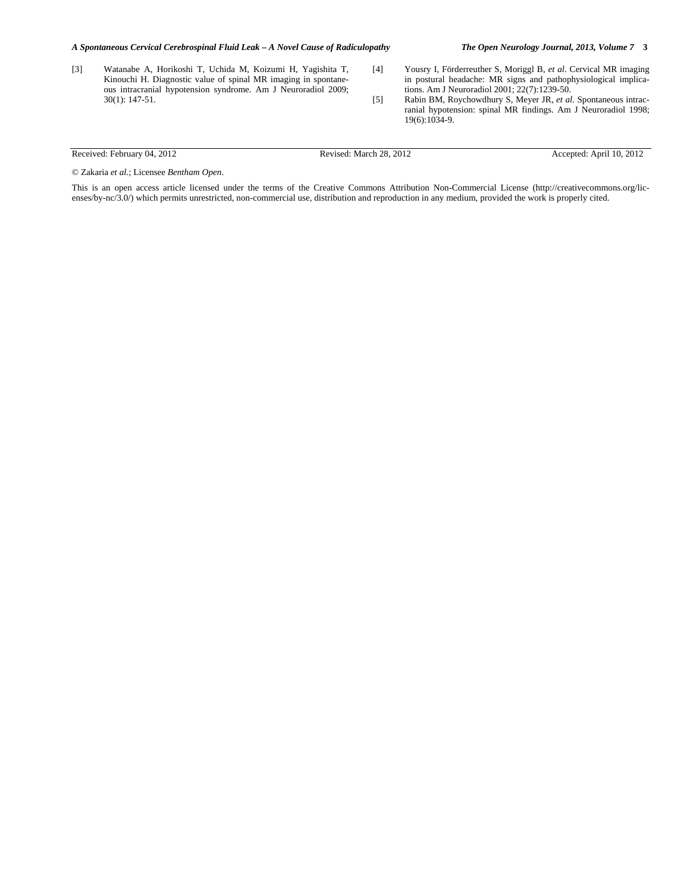[3] Watanabe A, Horikoshi T, Uchida M, Koizumi H, Yagishita T, Kinouchi H. Diagnostic value of spinal MR imaging in spontaneous intracranial hypotension syndrome. Am J Neuroradiol 2009; 30(1): 147-51.

[4] Yousry I, Förderreuther S, Moriggl B, *et al*. Cervical MR imaging in postural headache: MR signs and pathophysiological implications. Am J Neuroradiol 2001; 22(7):1239-50.

[5] Rabin BM, Roychowdhury S, Meyer JR, *et al*. Spontaneous intracranial hypotension: spinal MR findings. Am J Neuroradiol 1998; 19(6):1034-9.

Received: February 04, 2012 Revised: March 28, 2012 Accepted: April 10, 2012

© Zakaria *et al*.; Licensee *Bentham Open*.

This is an open access article licensed under the terms of the Creative Commons Attribution Non-Commercial License (http://creativecommons.org/licenses/by-nc/3.0/) which permits unrestricted, non-commercial use, distribution and reproduction in any medium, provided the work is properly cited.